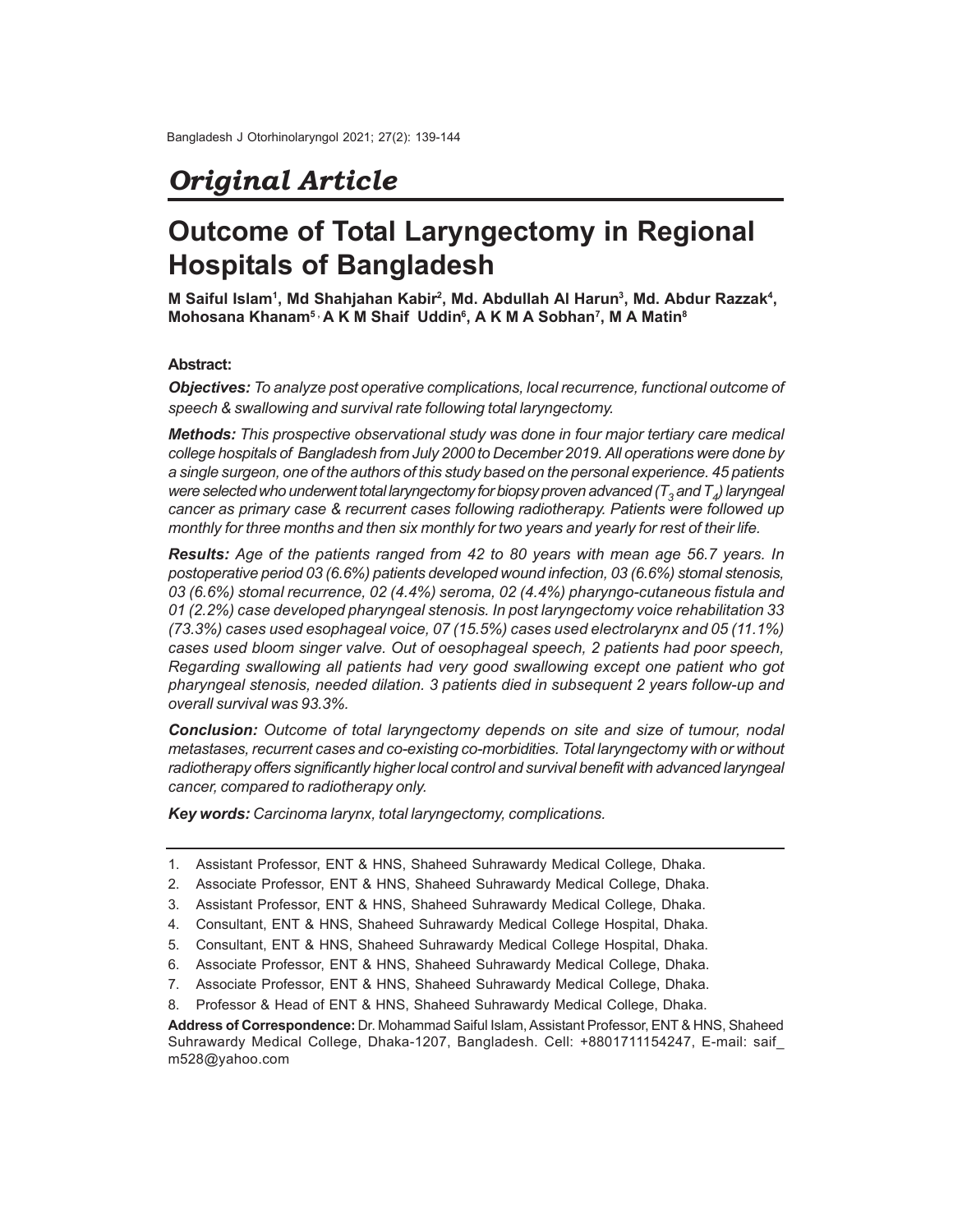*Original Article*

# Outcome of Total Laryngectomy in Regional Hospitals of Bangladesh

**M Saiful Islam[1], Md Shahjahan Kabir[2], Md. Abdullah Al Harun[3], Md. Abdur Razzak[4], Mohosana Khanam[5], A K M Shaif Uddin[6], A K M A Sobhan[7], M A Matin[8]**

### Abstract:

***Objectives:*** *To analyze post operative complications, local recurrence, functional outcome of speech & swallowing and survival rate following total laryngectomy.*

***Methods:*** *This prospective observational study was done in four major tertiary care medical college hospitals of Bangladesh from July 2000 to December 2019. All operations were done by a single surgeon, one of the authors of this study based on the personal experience. 45 patients were selected who underwent total laryngectomy for biopsy proven advanced ($T_3$ and $T_4$) laryngeal cancer as primary case & recurrent cases following radiotherapy. Patients were followed up monthly for three months and then six monthly for two years and yearly for rest of their life.*

***Results:*** *Age of the patients ranged from 42 to 80 years with mean age 56.7 years. In postoperative period 03 (6.6%) patients developed wound infection, 03 (6.6%) stomal stenosis, 03 (6.6%) stomal recurrence, 02 (4.4%) seroma, 02 (4.4%) pharyngo-cutaneous fistula and 01 (2.2%) case developed pharyngeal stenosis. In post laryngectomy voice rehabilitation 33 (73.3%) cases used esophageal voice, 07 (15.5%) cases used electrolarynx and 05 (11.1%) cases used bloom singer valve. Out of oesophageal speech, 2 patients had poor speech, Regarding swallowing all patients had very good swallowing except one patient who got pharyngeal stenosis, needed dilation. 3 patients died in subsequent 2 years follow-up and overall survival was 93.3%.*

***Conclusion:*** *Outcome of total laryngectomy depends on site and size of tumour, nodal metastases, recurrent cases and co-existing co-morbidities. Total laryngectomy with or without radiotherapy offers significantly higher local control and survival benefit with advanced laryngeal cancer, compared to radiotherapy only.*

***Key words:*** *Carcinoma larynx, total laryngectomy, complications.*

---

1. Assistant Professor, ENT & HNS, Shaheed Suhrawardy Medical College, Dhaka.
2. Associate Professor, ENT & HNS, Shaheed Suhrawardy Medical College, Dhaka.
3. Assistant Professor, ENT & HNS, Shaheed Suhrawardy Medical College, Dhaka.
4. Consultant, ENT & HNS, Shaheed Suhrawardy Medical College Hospital, Dhaka.
5. Consultant, ENT & HNS, Shaheed Suhrawardy Medical College Hospital, Dhaka.
6. Associate Professor, ENT & HNS, Shaheed Suhrawardy Medical College, Dhaka.
7. Associate Professor, ENT & HNS, Shaheed Suhrawardy Medical College, Dhaka.
8. Professor & Head of ENT & HNS, Shaheed Suhrawardy Medical College, Dhaka.

**Address of Correspondence:** Dr. Mohammad Saiful Islam, Assistant Professor, ENT & HNS, Shaheed Suhrawardy Medical College, Dhaka-1207, Bangladesh. Cell: +8801711154247, E-mail: saif_m528@yahoo.com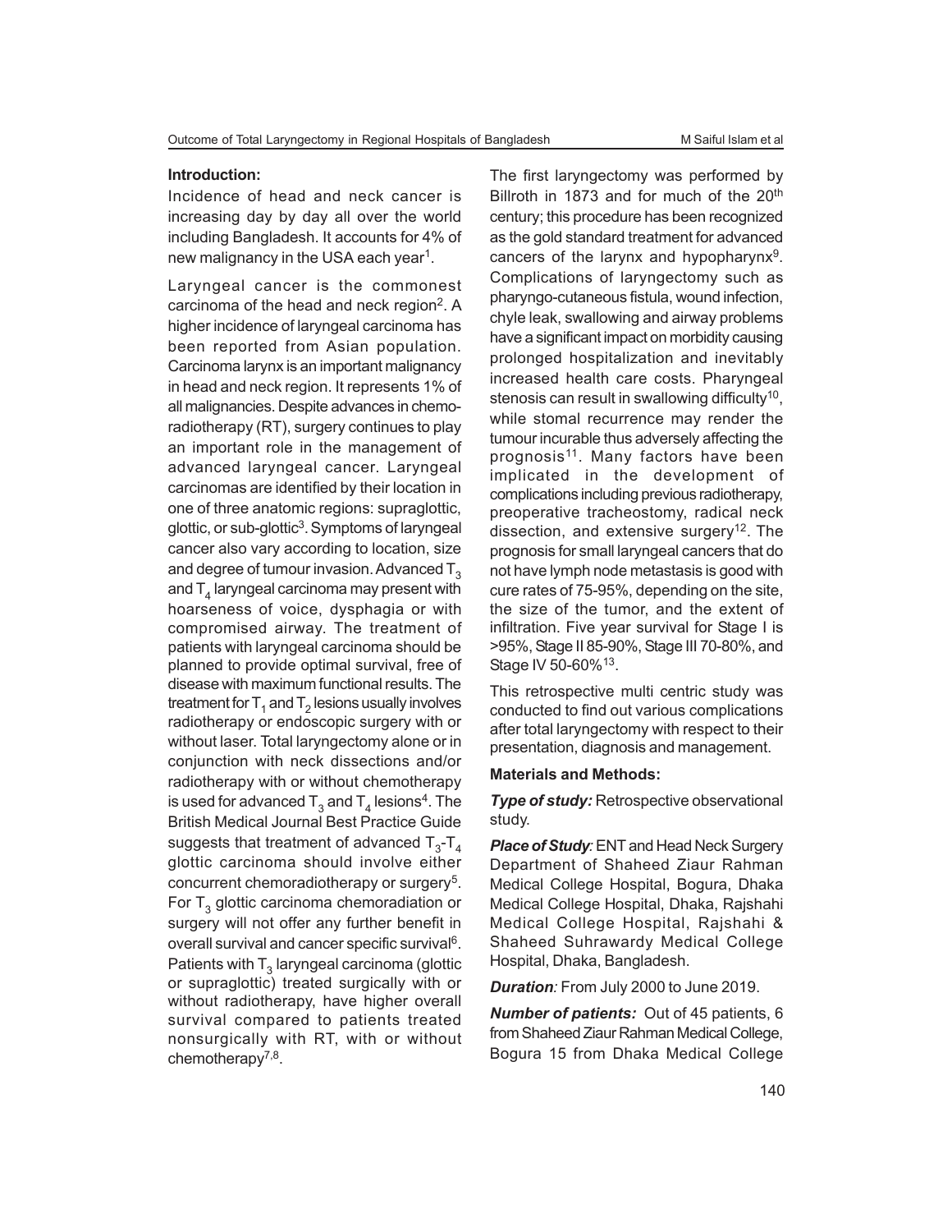## Introduction:

Incidence of head and neck cancer is increasing day by day all over the world including Bangladesh. It accounts for 4% of new malignancy in the USA each year[1].

Laryngeal cancer is the commonest carcinoma of the head and neck region[2]. A higher incidence of laryngeal carcinoma has been reported from Asian population. Carcinoma larynx is an important malignancy in head and neck region. It represents 1% of all malignancies. Despite advances in chemo-radiotherapy (RT), surgery continues to play an important role in the management of advanced laryngeal cancer. Laryngeal carcinomas are identified by their location in one of three anatomic regions: supraglottic, glottic, or sub-glottic[3]. Symptoms of laryngeal cancer also vary according to location, size and degree of tumour invasion. Advanced $T_3$ and $T_4$ laryngeal carcinoma may present with hoarseness of voice, dysphagia or with compromised airway. The treatment of patients with laryngeal carcinoma should be planned to provide optimal survival, free of disease with maximum functional results. The treatment for $T_1$ and $T_2$ lesions usually involves radiotherapy or endoscopic surgery with or without laser. Total laryngectomy alone or in conjunction with neck dissections and/or radiotherapy with or without chemotherapy is used for advanced $T_3$ and $T_4$ lesions[4]. The British Medical Journal Best Practice Guide suggests that treatment of advanced $T_3$-$T_4$ glottic carcinoma should involve either concurrent chemoradiotherapy or surgery[5]. For $T_3$ glottic carcinoma chemoradiation or surgery will not offer any further benefit in overall survival and cancer specific survival[6]. Patients with $T_3$ laryngeal carcinoma (glottic or supraglottic) treated surgically with or without radiotherapy, have higher overall survival compared to patients treated nonsurgically with RT, with or without chemotherapy[7,8].

The first laryngectomy was performed by Billroth in 1873 and for much of the 20th century; this procedure has been recognized as the gold standard treatment for advanced cancers of the larynx and hypopharynx[9]. Complications of laryngectomy such as pharyngo-cutaneous fistula, wound infection, chyle leak, swallowing and airway problems have a significant impact on morbidity causing prolonged hospitalization and inevitably increased health care costs. Pharyngeal stenosis can result in swallowing difficulty[10], while stomal recurrence may render the tumour incurable thus adversely affecting the prognosis[11]. Many factors have been implicated in the development of complications including previous radiotherapy, preoperative tracheostomy, radical neck dissection, and extensive surgery[12]. The prognosis for small laryngeal cancers that do not have lymph node metastasis is good with cure rates of 75-95%, depending on the site, the size of the tumor, and the extent of infiltration. Five year survival for Stage I is >95%, Stage II 85-90%, Stage III 70-80%, and Stage IV 50-60%[13].

This retrospective multi centric study was conducted to find out various complications after total laryngectomy with respect to their presentation, diagnosis and management.

## Materials and Methods:

***Type of study:*** Retrospective observational study.

***Place of Study:*** ENT and Head Neck Surgery Department of Shaheed Ziaur Rahman Medical College Hospital, Bogura, Dhaka Medical College Hospital, Dhaka, Rajshahi Medical College Hospital, Rajshahi & Shaheed Suhrawardy Medical College Hospital, Dhaka, Bangladesh.

***Duration:*** From July 2000 to June 2019.

***Number of patients:*** Out of 45 patients, 6 from Shaheed Ziaur Rahman Medical College, Bogura 15 from Dhaka Medical College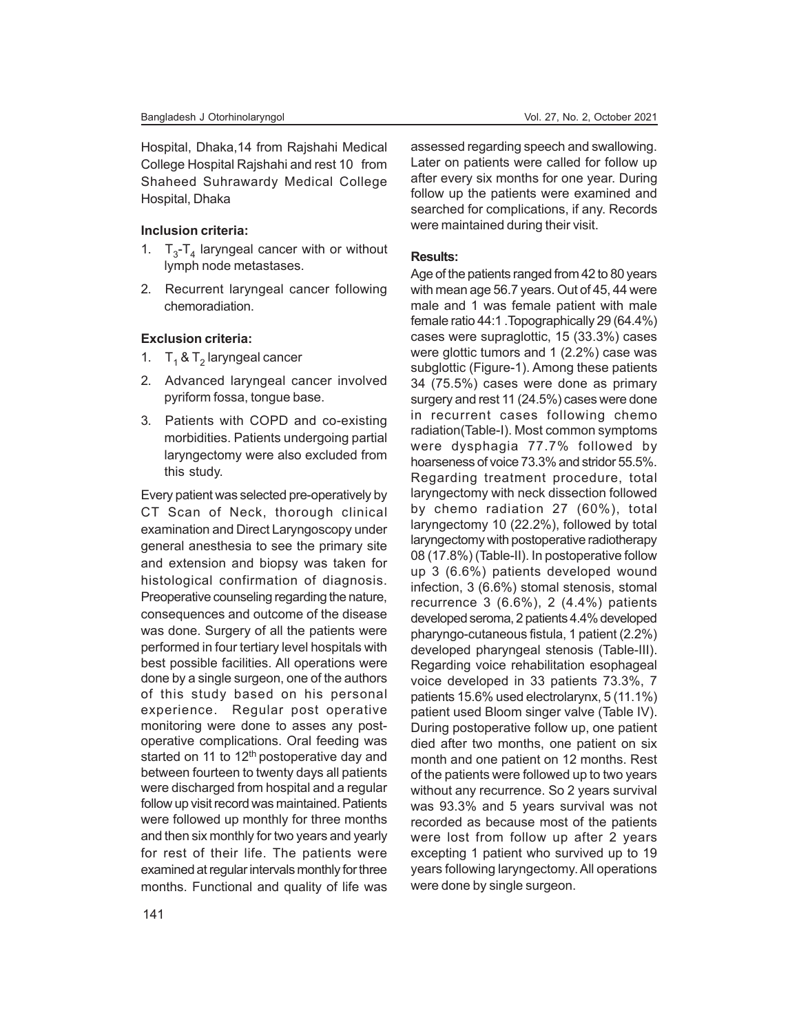Hospital, Dhaka,14 from Rajshahi Medical College Hospital Rajshahi and rest 10 from Shaheed Suhrawardy Medical College Hospital, Dhaka

**Inclusion criteria:**

1. $T_3$-$T_4$ laryngeal cancer with or without lymph node metastases.
2. Recurrent laryngeal cancer following chemoradiation.

**Exclusion criteria:**

1. $T_1$ & $T_2$ laryngeal cancer
2. Advanced laryngeal cancer involved pyriform fossa, tongue base.
3. Patients with COPD and co-existing morbidities. Patients undergoing partial laryngectomy were also excluded from this study.

Every patient was selected pre-operatively by CT Scan of Neck, thorough clinical examination and Direct Laryngoscopy under general anesthesia to see the primary site and extension and biopsy was taken for histological confirmation of diagnosis. Preoperative counseling regarding the nature, consequences and outcome of the disease was done. Surgery of all the patients were performed in four tertiary level hospitals with best possible facilities. All operations were done by a single surgeon, one of the authors of this study based on his personal experience. Regular post operative monitoring were done to asses any post-operative complications. Oral feeding was started on 11 to 12th postoperative day and between fourteen to twenty days all patients were discharged from hospital and a regular follow up visit record was maintained. Patients were followed up monthly for three months and then six monthly for two years and yearly for rest of their life. The patients were examined at regular intervals monthly for three months. Functional and quality of life was assessed regarding speech and swallowing. Later on patients were called for follow up after every six months for one year. During follow up the patients were examined and searched for complications, if any. Records were maintained during their visit.

**Results:**

Age of the patients ranged from 42 to 80 years with mean age 56.7 years. Out of 45, 44 were male and 1 was female patient with male female ratio 44:1 .Topographically 29 (64.4%) cases were supraglottic, 15 (33.3%) cases were glottic tumors and 1 (2.2%) case was subglottic (Figure-1). Among these patients 34 (75.5%) cases were done as primary surgery and rest 11 (24.5%) cases were done in recurrent cases following chemo radiation(Table-I). Most common symptoms were dysphagia 77.7% followed by hoarseness of voice 73.3% and stridor 55.5%. Regarding treatment procedure, total laryngectomy with neck dissection followed by chemo radiation 27 (60%), total laryngectomy 10 (22.2%), followed by total laryngectomy with postoperative radiotherapy 08 (17.8%) (Table-II). In postoperative follow up 3 (6.6%) patients developed wound infection, 3 (6.6%) stomal stenosis, stomal recurrence 3 (6.6%), 2 (4.4%) patients developed seroma, 2 patients 4.4% developed pharyngo-cutaneous fistula, 1 patient (2.2%) developed pharyngeal stenosis (Table-III). Regarding voice rehabilitation esophageal voice developed in 33 patients 73.3%, 7 patients 15.6% used electrolarynx, 5 (11.1%) patient used Bloom singer valve (Table IV). During postoperative follow up, one patient died after two months, one patient on six month and one patient on 12 months. Rest of the patients were followed up to two years without any recurrence. So 2 years survival was 93.3% and 5 years survival was not recorded as because most of the patients were lost from follow up after 2 years excepting 1 patient who survived up to 19 years following laryngectomy. All operations were done by single surgeon.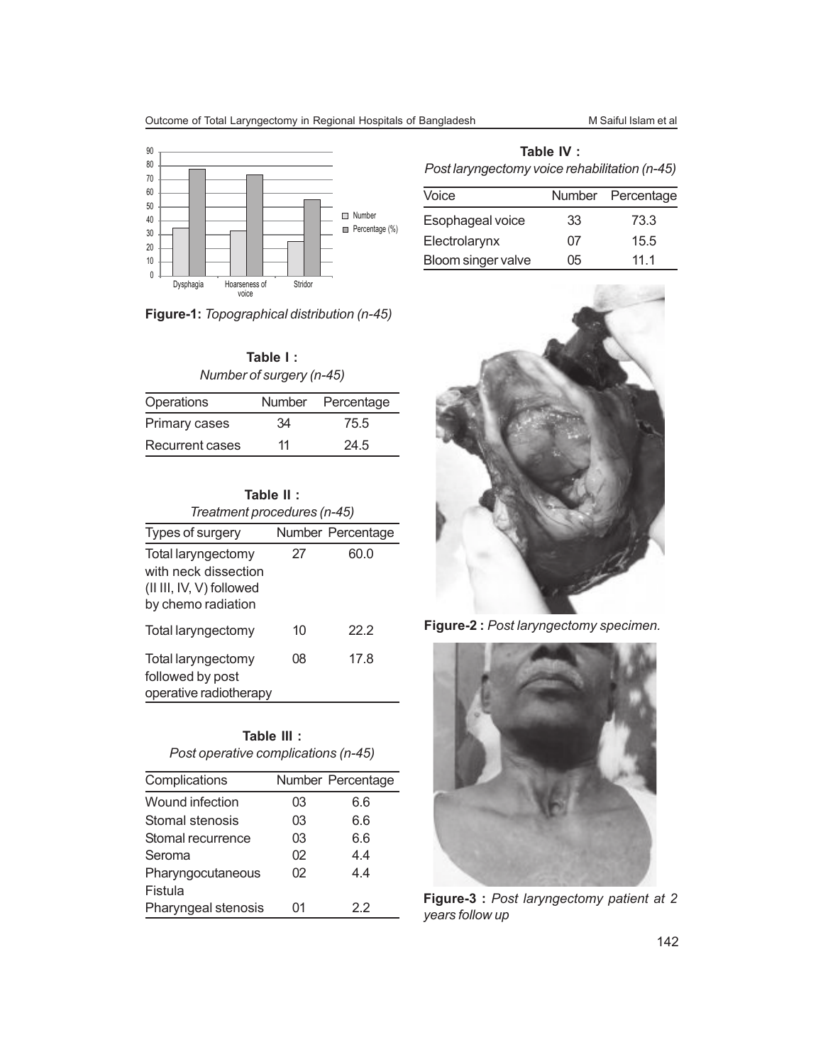Figure-1: *Topographical distribution (n-45)*

**Table I :**
*Number of surgery (n-45)*

| Operations | Number | Percentage |
|---|---|---|
| Primary cases | 34 | 75.5 |
| Recurrent cases | 11 | 24.5 |

**Table II :**
*Treatment procedures (n-45)*

| Types of surgery | Number | Percentage |
|---|---|---|
| Total laryngectomy with neck dissection (II III, IV, V) followed by chemo radiation | 27 | 60.0 |
| Total laryngectomy | 10 | 22.2 |
| Total laryngectomy followed by post operative radiotherapy | 08 | 17.8 |

**Table III :**
*Post operative complications (n-45)*

| Complications | Number | Percentage |
|---|---|---|
| Wound infection | 03 | 6.6 |
| Stomal stenosis | 03 | 6.6 |
| Stomal recurrence | 03 | 6.6 |
| Seroma | 02 | 4.4 |
| Pharyngocutaneous Fistula | 02 | 4.4 |
| Pharyngeal stenosis | 01 | 2.2 |

**Table IV :**
*Post laryngectomy voice rehabilitation (n-45)*

| Voice | Number | Percentage |
|---|---|---|
| Esophageal voice | 33 | 73.3 |
| Electrolarynx | 07 | 15.5 |
| Bloom singer valve | 05 | 11.1 |

**Figure-2 :** *Post laryngectomy specimen.*

**Figure-3 :** *Post laryngectomy patient at 2 years follow up*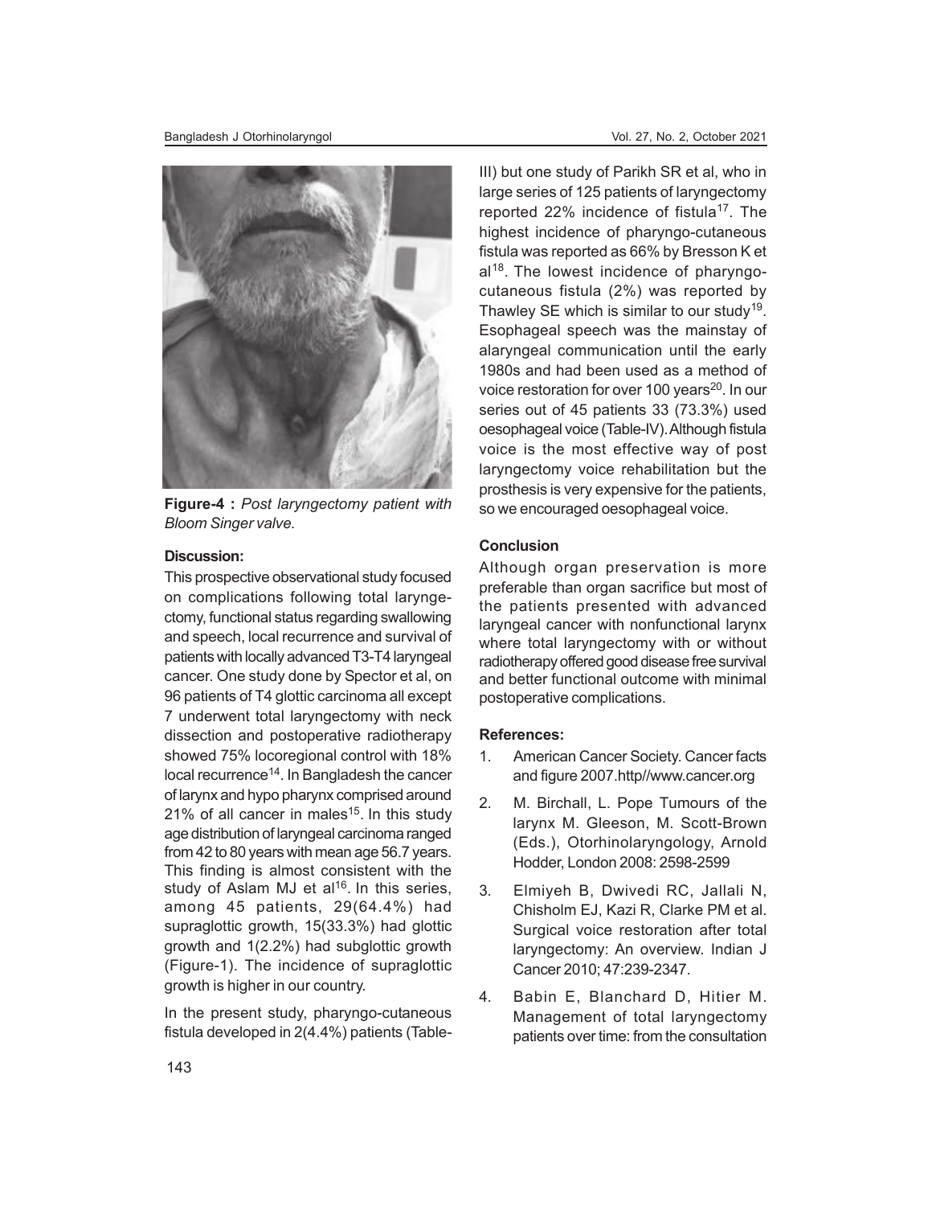**Figure-4 :** *Post laryngectomy patient with Bloom Singer valve.*

**Discussion:**

This prospective observational study focused on complications following total laryngectomy, functional status regarding swallowing and speech, local recurrence and survival of patients with locally advanced T3-T4 laryngeal cancer. One study done by Spector et al, on 96 patients of T4 glottic carcinoma all except 7 underwent total laryngectomy with neck dissection and postoperative radiotherapy showed 75% locoregional control with 18% local recurrence[14]. In Bangladesh the cancer of larynx and hypo pharynx comprised around 21% of all cancer in males[15]. In this study age distribution of laryngeal carcinoma ranged from 42 to 80 years with mean age 56.7 years. This finding is almost consistent with the study of Aslam MJ et al[16]. In this series, among 45 patients, 29(64.4%) had supraglottic growth, 15(33.3%) had glottic growth and 1(2.2%) had subglottic growth (Figure-1). The incidence of supraglottic growth is higher in our country.

In the present study, pharyngo-cutaneous fistula developed in 2(4.4%) patients (Table-III) but one study of Parikh SR et al, who in large series of 125 patients of laryngectomy reported 22% incidence of fistula[17]. The highest incidence of pharyngo-cutaneous fistula was reported as 66% by Bresson K et al[18]. The lowest incidence of pharyngo-cutaneous fistula (2%) was reported by Thawley SE which is similar to our study[19]. Esophageal speech was the mainstay of alaryngeal communication until the early 1980s and had been used as a method of voice restoration for over 100 years[20]. In our series out of 45 patients 33 (73.3%) used oesophageal voice (Table-IV). Although fistula voice is the most effective way of post laryngectomy voice rehabilitation but the prosthesis is very expensive for the patients, so we encouraged oesophageal voice.

**Conclusion**

Although organ preservation is more preferable than organ sacrifice but most of the patients presented with advanced laryngeal cancer with nonfunctional larynx where total laryngectomy with or without radiotherapy offered good disease free survival and better functional outcome with minimal postoperative complications.

**References:**

1. American Cancer Society. Cancer facts and figure 2007.http//www.cancer.org
2. M. Birchall, L. Pope Tumours of the larynx M. Gleeson, M. Scott-Brown (Eds.), Otorhinolaryngology, Arnold Hodder, London 2008: 2598-2599
3. Elmiyeh B, Dwivedi RC, Jallali N, Chisholm EJ, Kazi R, Clarke PM et al. Surgical voice restoration after total laryngectomy: An overview. Indian J Cancer 2010; 47:239-2347.
4. Babin E, Blanchard D, Hitier M. Management of total laryngectomy patients over time: from the consultation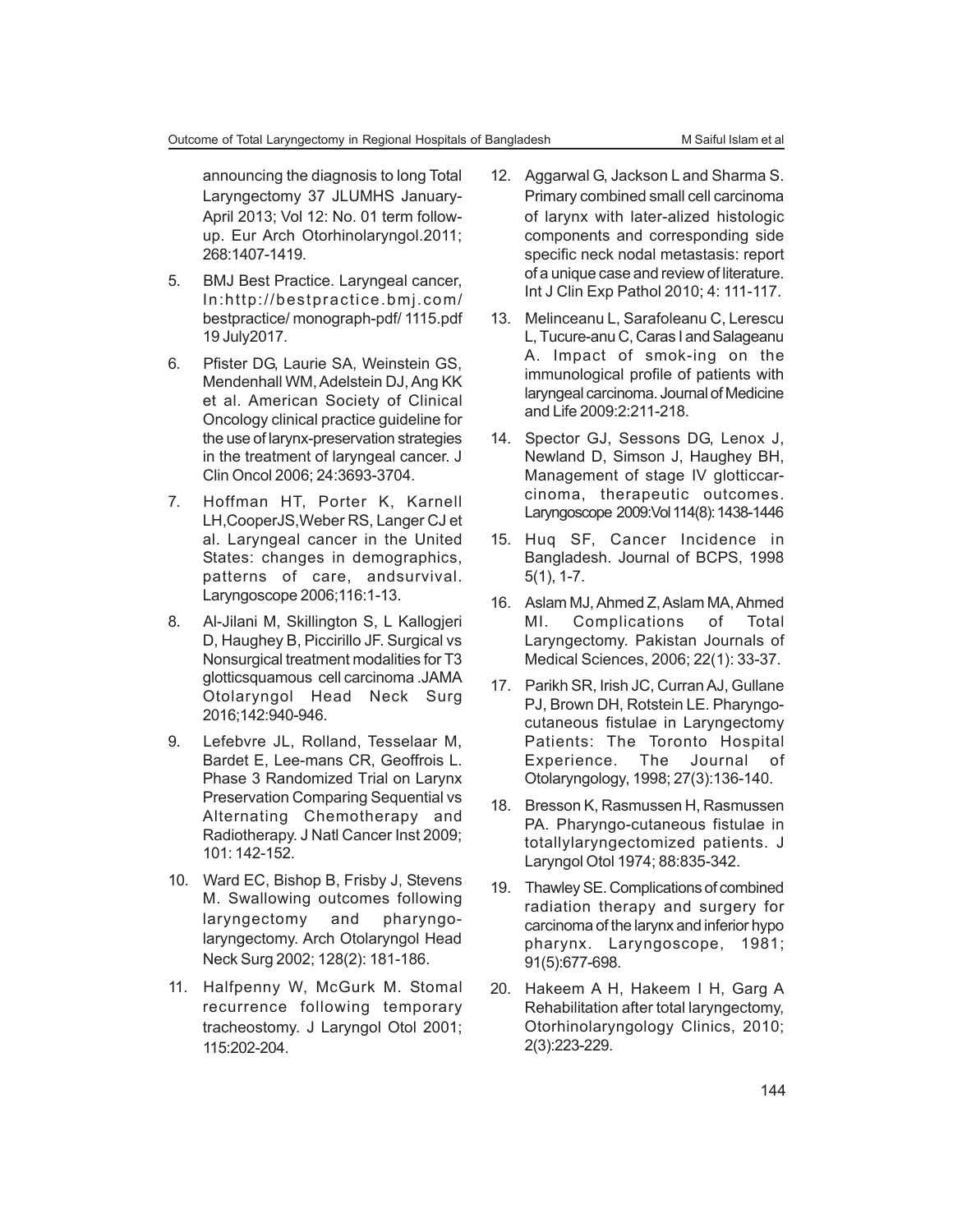announcing the diagnosis to long Total Laryngectomy 37 JLUMHS January-April 2013; Vol 12: No. 01 term follow-up. Eur Arch Otorhinolaryngol.2011; 268:1407-1419.

5. BMJ Best Practice. Laryngeal cancer, In:http://bestpractice.bmj.com/ bestpractice/ monograph-pdf/ 1115.pdf 19 July2017.

6. Pfister DG, Laurie SA, Weinstein GS, Mendenhall WM, Adelstein DJ, Ang KK et al. American Society of Clinical Oncology clinical practice guideline for the use of larynx-preservation strategies in the treatment of laryngeal cancer. J Clin Oncol 2006; 24:3693-3704.

7. Hoffman HT, Porter K, Karnell LH,CooperJS,Weber RS, Langer CJ et al. Laryngeal cancer in the United States: changes in demographics, patterns of care, andsurvival. Laryngoscope 2006;116:1-13.

8. Al-Jilani M, Skillington S, L Kallogjeri D, Haughey B, Piccirillo JF. Surgical vs Nonsurgical treatment modalities for T3 glotticsquamous cell carcinoma .JAMA Otolaryngol Head Neck Surg 2016;142:940-946.

9. Lefebvre JL, Rolland, Tesselaar M, Bardet E, Lee-mans CR, Geoffrois L. Phase 3 Randomized Trial on Larynx Preservation Comparing Sequential vs Alternating Chemotherapy and Radiotherapy. J Natl Cancer Inst 2009; 101: 142-152.

10. Ward EC, Bishop B, Frisby J, Stevens M. Swallowing outcomes following laryngectomy and pharyngo-laryngectomy. Arch Otolaryngol Head Neck Surg 2002; 128(2): 181-186.

11. Halfpenny W, McGurk M. Stomal recurrence following temporary tracheostomy. J Laryngol Otol 2001; 115:202-204.

12. Aggarwal G, Jackson L and Sharma S. Primary combined small cell carcinoma of larynx with later-alized histologic components and corresponding side specific neck nodal metastasis: report of a unique case and review of literature. Int J Clin Exp Pathol 2010; 4: 111-117.

13. Melinceanu L, Sarafoleanu C, Lerescu L, Tucure-anu C, Caras I and Salageanu A. Impact of smok-ing on the immunological profile of patients with laryngeal carcinoma. Journal of Medicine and Life 2009:2:211-218.

14. Spector GJ, Sessons DG, Lenox J, Newland D, Simson J, Haughey BH, Management of stage IV glotticcar-cinoma, therapeutic outcomes. Laryngoscope 2009:Vol 114(8): 1438-1446

15. Huq SF, Cancer Incidence in Bangladesh. Journal of BCPS, 1998 5(1), 1-7.

16. Aslam MJ, Ahmed Z, Aslam MA, Ahmed MI. Complications of Total Laryngectomy. Pakistan Journals of Medical Sciences, 2006; 22(1): 33-37.

17. Parikh SR, Irish JC, Curran AJ, Gullane PJ, Brown DH, Rotstein LE. Pharyngo-cutaneous fistulae in Laryngectomy Patients: The Toronto Hospital Experience. The Journal of Otolaryngology, 1998; 27(3):136-140.

18. Bresson K, Rasmussen H, Rasmussen PA. Pharyngo-cutaneous fistulae in totallylaryngectomized patients. J Laryngol Otol 1974; 88:835-342.

19. Thawley SE. Complications of combined radiation therapy and surgery for carcinoma of the larynx and inferior hypo pharynx. Laryngoscope, 1981; 91(5):677-698.

20. Hakeem A H, Hakeem I H, Garg A Rehabilitation after total laryngectomy, Otorhinolaryngology Clinics, 2010; 2(3):223-229.